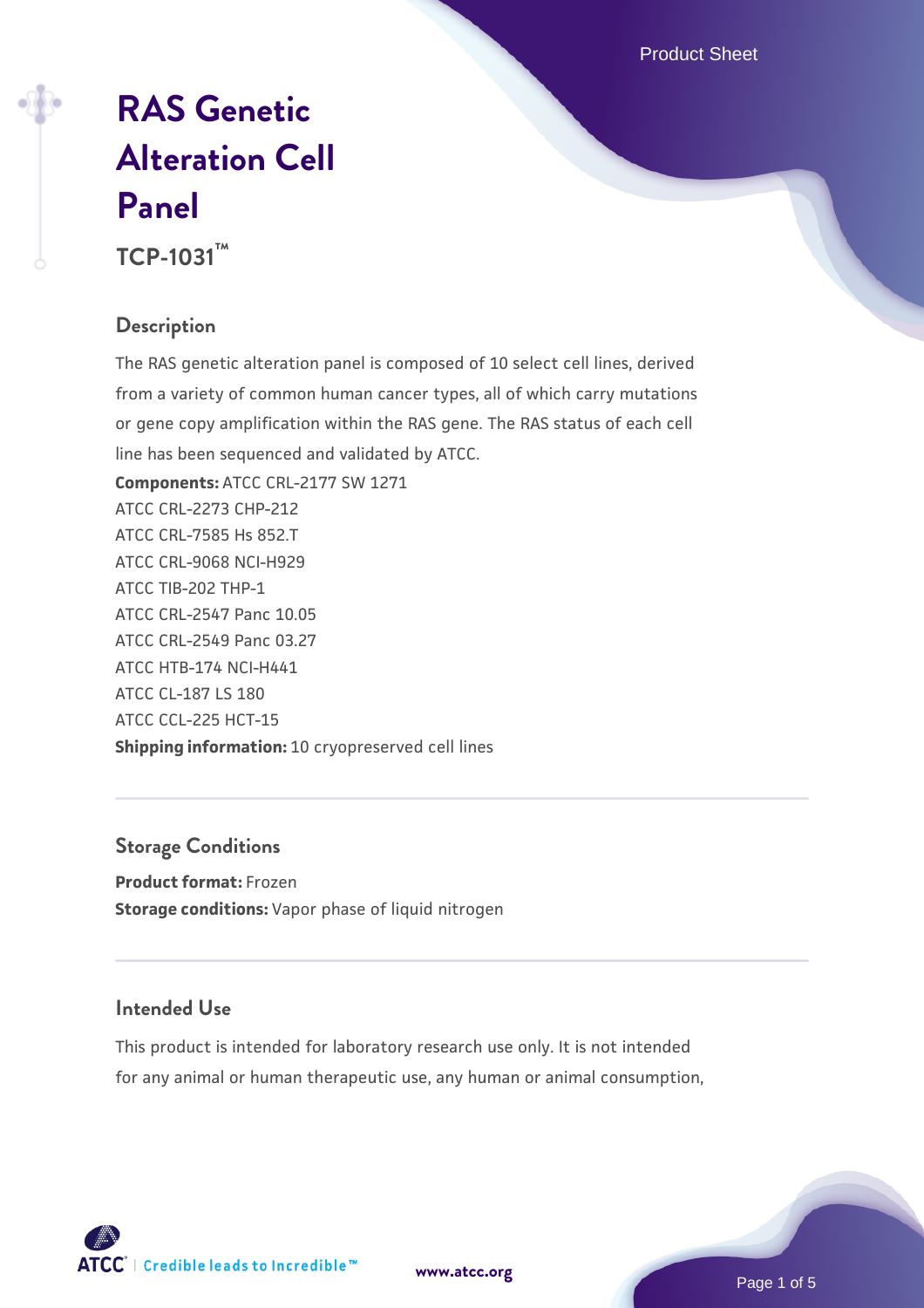# RAS Genetic Alteration Cell Panel

**TCP-1031™**

## Description

The RAS genetic alteration panel is composed of 10 select cell lines, derived from a variety of common human cancer types, all of which carry mutations or gene copy amplification within the RAS gene. The RAS status of each cell line has been sequenced and validated by ATCC.

**Components:** ATCC CRL-2177 SW 1271
ATCC CRL-2273 CHP-212
ATCC CRL-7585 Hs 852.T
ATCC CRL-9068 NCI-H929
ATCC TIB-202 THP-1
ATCC CRL-2547 Panc 10.05
ATCC CRL-2549 Panc 03.27
ATCC HTB-174 NCI-H441
ATCC CL-187 LS 180
ATCC CCL-225 HCT-15

**Shipping information:** 10 cryopreserved cell lines

## Storage Conditions

**Product format:** Frozen
**Storage conditions:** Vapor phase of liquid nitrogen

## Intended Use

This product is intended for laboratory research use only. It is not intended for any animal or human therapeutic use, any human or animal consumption,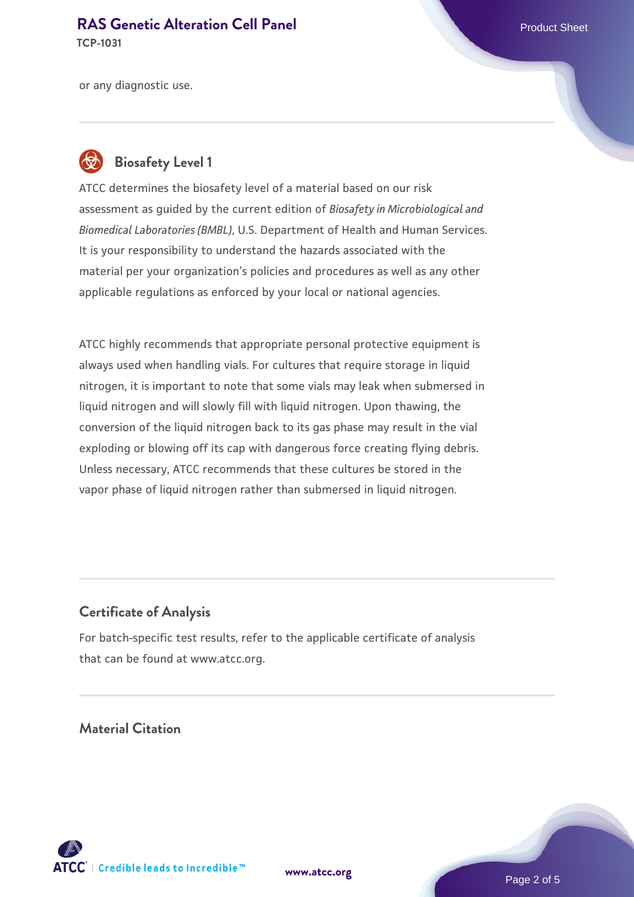or any diagnostic use.

## Biosafety Level 1

ATCC determines the biosafety level of a material based on our risk assessment as guided by the current edition of *Biosafety in Microbiological and Biomedical Laboratories (BMBL)*, U.S. Department of Health and Human Services. It is your responsibility to understand the hazards associated with the material per your organization's policies and procedures as well as any other applicable regulations as enforced by your local or national agencies.

ATCC highly recommends that appropriate personal protective equipment is always used when handling vials. For cultures that require storage in liquid nitrogen, it is important to note that some vials may leak when submersed in liquid nitrogen and will slowly fill with liquid nitrogen. Upon thawing, the conversion of the liquid nitrogen back to its gas phase may result in the vial exploding or blowing off its cap with dangerous force creating flying debris. Unless necessary, ATCC recommends that these cultures be stored in the vapor phase of liquid nitrogen rather than submersed in liquid nitrogen.

## Certificate of Analysis

For batch-specific test results, refer to the applicable certificate of analysis that can be found at www.atcc.org.

## Material Citation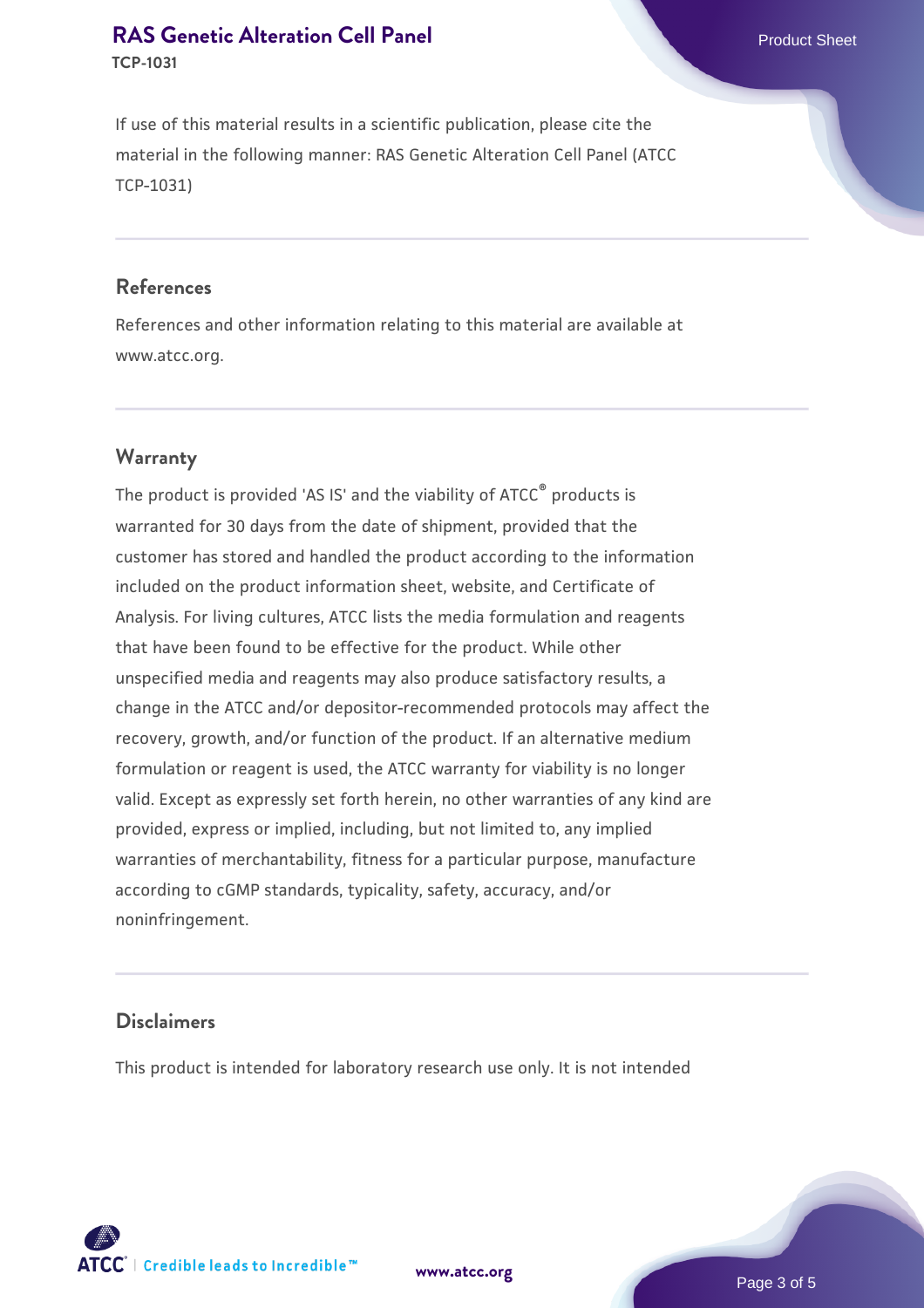If use of this material results in a scientific publication, please cite the material in the following manner: RAS Genetic Alteration Cell Panel (ATCC TCP-1031)

## References

References and other information relating to this material are available at www.atcc.org.

## Warranty

The product is provided 'AS IS' and the viability of ATCC® products is warranted for 30 days from the date of shipment, provided that the customer has stored and handled the product according to the information included on the product information sheet, website, and Certificate of Analysis. For living cultures, ATCC lists the media formulation and reagents that have been found to be effective for the product. While other unspecified media and reagents may also produce satisfactory results, a change in the ATCC and/or depositor-recommended protocols may affect the recovery, growth, and/or function of the product. If an alternative medium formulation or reagent is used, the ATCC warranty for viability is no longer valid. Except as expressly set forth herein, no other warranties of any kind are provided, express or implied, including, but not limited to, any implied warranties of merchantability, fitness for a particular purpose, manufacture according to cGMP standards, typicality, safety, accuracy, and/or noninfringement.

## Disclaimers

This product is intended for laboratory research use only. It is not intended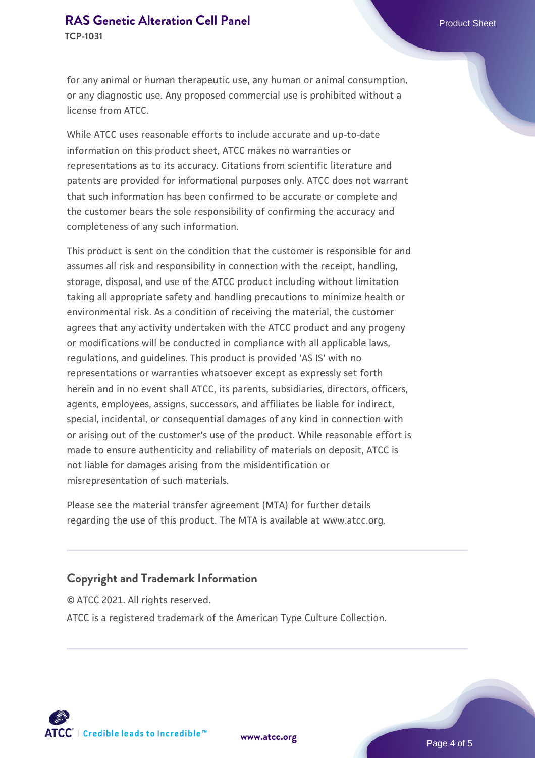for any animal or human therapeutic use, any human or animal consumption, or any diagnostic use. Any proposed commercial use is prohibited without a license from ATCC.

While ATCC uses reasonable efforts to include accurate and up-to-date information on this product sheet, ATCC makes no warranties or representations as to its accuracy. Citations from scientific literature and patents are provided for informational purposes only. ATCC does not warrant that such information has been confirmed to be accurate or complete and the customer bears the sole responsibility of confirming the accuracy and completeness of any such information.

This product is sent on the condition that the customer is responsible for and assumes all risk and responsibility in connection with the receipt, handling, storage, disposal, and use of the ATCC product including without limitation taking all appropriate safety and handling precautions to minimize health or environmental risk. As a condition of receiving the material, the customer agrees that any activity undertaken with the ATCC product and any progeny or modifications will be conducted in compliance with all applicable laws, regulations, and guidelines. This product is provided 'AS IS' with no representations or warranties whatsoever except as expressly set forth herein and in no event shall ATCC, its parents, subsidiaries, directors, officers, agents, employees, assigns, successors, and affiliates be liable for indirect, special, incidental, or consequential damages of any kind in connection with or arising out of the customer's use of the product. While reasonable effort is made to ensure authenticity and reliability of materials on deposit, ATCC is not liable for damages arising from the misidentification or misrepresentation of such materials.

Please see the material transfer agreement (MTA) for further details regarding the use of this product. The MTA is available at www.atcc.org.

## Copyright and Trademark Information

© ATCC 2021. All rights reserved.

ATCC is a registered trademark of the American Type Culture Collection.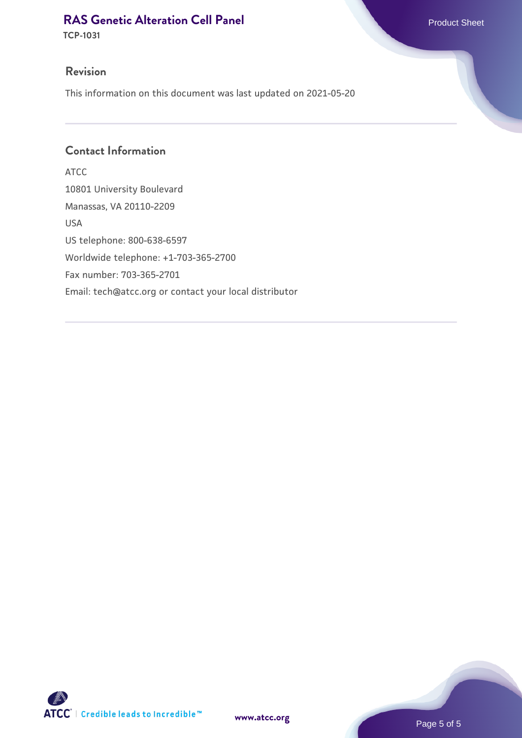## Revision

This information on this document was last updated on 2021-05-20

## Contact Information

ATCC
10801 University Boulevard
Manassas, VA 20110-2209
USA
US telephone: 800-638-6597
Worldwide telephone: +1-703-365-2700
Fax number: 703-365-2701
Email: tech@atcc.org or contact your local distributor